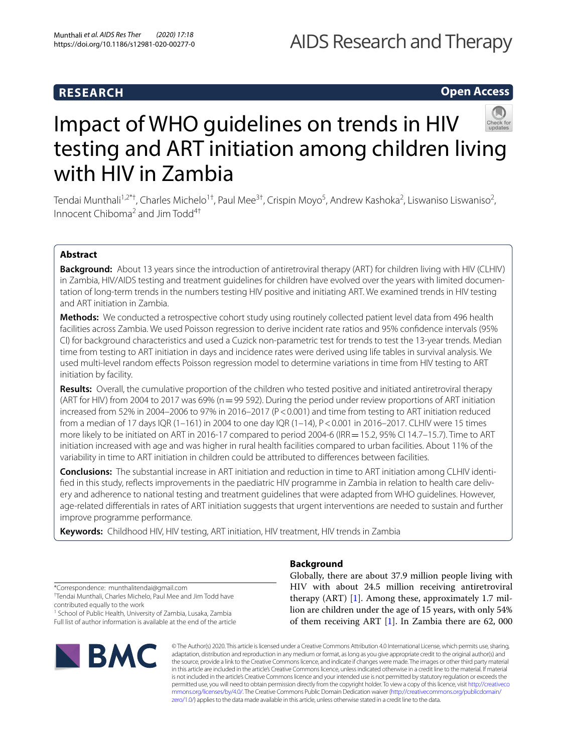RESEARCH

Open Access

# Impact of WHO guidelines on trends in HIV testing and ART initiation among children living with HIV in Zambia

Tendai Munthali[1,2*†], Charles Michelo[1†], Paul Mee[3†], Crispin Moyo[5], Andrew Kashoka[2], Liswaniso Liswaniso[2], Innocent Chiboma[2] and Jim Todd[4†]

## Abstract

**Background:** About 13 years since the introduction of antiretroviral therapy (ART) for children living with HIV (CLHIV) in Zambia, HIV/AIDS testing and treatment guidelines for children have evolved over the years with limited documentation of long-term trends in the numbers testing HIV positive and initiating ART. We examined trends in HIV testing and ART initiation in Zambia.

**Methods:** We conducted a retrospective cohort study using routinely collected patient level data from 496 health facilities across Zambia. We used Poisson regression to derive incident rate ratios and 95% confidence intervals (95% CI) for background characteristics and used a Cuzick non-parametric test for trends to test the 13-year trends. Median time from testing to ART initiation in days and incidence rates were derived using life tables in survival analysis. We used multi-level random effects Poisson regression model to determine variations in time from HIV testing to ART initiation by facility.

**Results:** Overall, the cumulative proportion of the children who tested positive and initiated antiretroviral therapy (ART for HIV) from 2004 to 2017 was 69% (n = 99 592). During the period under review proportions of ART initiation increased from 52% in 2004–2006 to 97% in 2016–2017 (P < 0.001) and time from testing to ART initiation reduced from a median of 17 days IQR (1–161) in 2004 to one day IQR (1–14), P < 0.001 in 2016–2017. CLHIV were 15 times more likely to be initiated on ART in 2016-17 compared to period 2004-6 (IRR = 15.2, 95% CI 14.7–15.7). Time to ART initiation increased with age and was higher in rural health facilities compared to urban facilities. About 11% of the variability in time to ART initiation in children could be attributed to differences between facilities.

**Conclusions:** The substantial increase in ART initiation and reduction in time to ART initiation among CLHIV identified in this study, reflects improvements in the paediatric HIV programme in Zambia in relation to health care delivery and adherence to national testing and treatment guidelines that were adapted from WHO guidelines. However, age-related differentials in rates of ART initiation suggests that urgent interventions are needed to sustain and further improve programme performance.

**Keywords:** Childhood HIV, HIV testing, ART initiation, HIV treatment, HIV trends in Zambia

## Background

Globally, there are about 37.9 million people living with HIV with about 24.5 million receiving antiretroviral therapy (ART) [1]. Among these, approximately 1.7 million are children under the age of 15 years, with only 54% of them receiving ART [1]. In Zambia there are 62, 000

*Correspondence: munthalitendai@gmail.com
†Tendai Munthali, Charles Michelo, Paul Mee and Jim Todd have contributed equally to the work
[1] School of Public Health, University of Zambia, Lusaka, Zambia
Full list of author information is available at the end of the article

© The Author(s) 2020. This article is licensed under a Creative Commons Attribution 4.0 International License, which permits use, sharing, adaptation, distribution and reproduction in any medium or format, as long as you give appropriate credit to the original author(s) and the source, provide a link to the Creative Commons licence, and indicate if changes were made. The images or other third party material in this article are included in the article's Creative Commons licence, unless indicated otherwise in a credit line to the material. If material is not included in the article's Creative Commons licence and your intended use is not permitted by statutory regulation or exceeds the permitted use, you will need to obtain permission directly from the copyright holder. To view a copy of this licence, visit http://creativecommons.org/licenses/by/4.0/. The Creative Commons Public Domain Dedication waiver (http://creativecommons.org/publicdomain/zero/1.0/) applies to the data made available in this article, unless otherwise stated in a credit line to the data.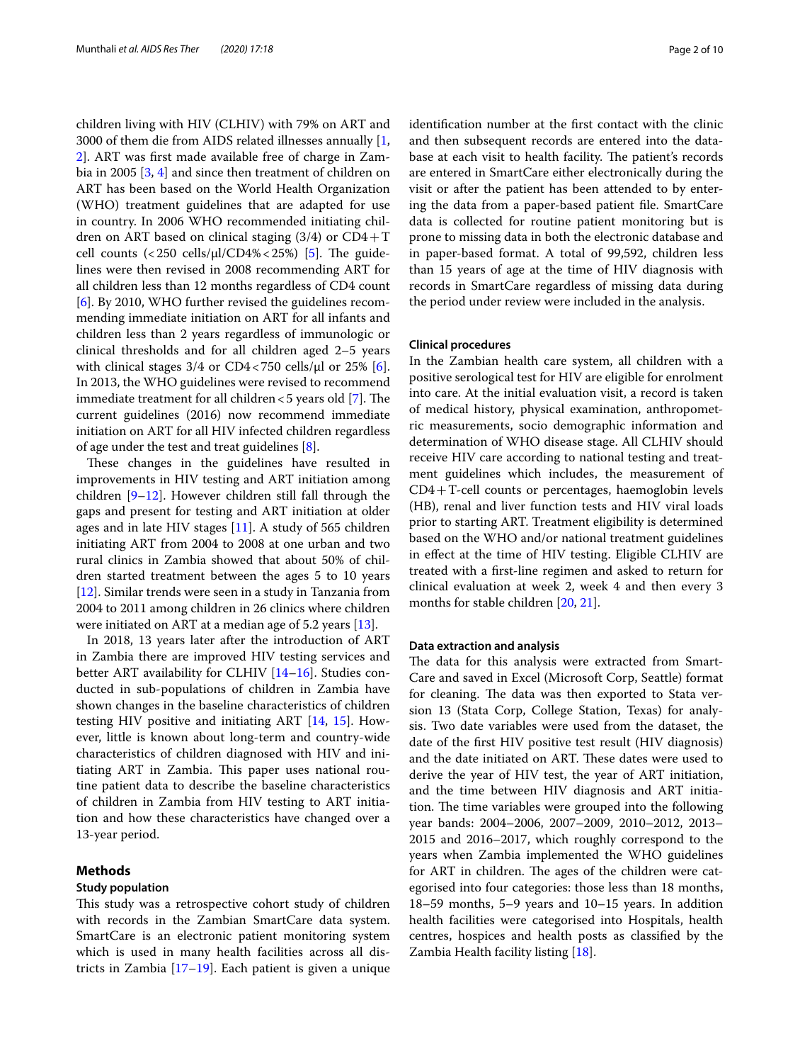children living with HIV (CLHIV) with 79% on ART and 3000 of them die from AIDS related illnesses annually [1, 2]. ART was first made available free of charge in Zambia in 2005 [3, 4] and since then treatment of children on ART has been based on the World Health Organization (WHO) treatment guidelines that are adapted for use in country. In 2006 WHO recommended initiating children on ART based on clinical staging (3/4) or CD4+T cell counts (<250 cells/µl/CD4%<25%) [5]. The guidelines were then revised in 2008 recommending ART for all children less than 12 months regardless of CD4 count [6]. By 2010, WHO further revised the guidelines recommending immediate initiation on ART for all infants and children less than 2 years regardless of immunologic or clinical thresholds and for all children aged 2–5 years with clinical stages 3/4 or CD4<750 cells/µl or 25% [6]. In 2013, the WHO guidelines were revised to recommend immediate treatment for all children<5 years old [7]. The current guidelines (2016) now recommend immediate initiation on ART for all HIV infected children regardless of age under the test and treat guidelines [8].

These changes in the guidelines have resulted in improvements in HIV testing and ART initiation among children [9–12]. However children still fall through the gaps and present for testing and ART initiation at older ages and in late HIV stages [11]. A study of 565 children initiating ART from 2004 to 2008 at one urban and two rural clinics in Zambia showed that about 50% of children started treatment between the ages 5 to 10 years [12]. Similar trends were seen in a study in Tanzania from 2004 to 2011 among children in 26 clinics where children were initiated on ART at a median age of 5.2 years [13].

In 2018, 13 years later after the introduction of ART in Zambia there are improved HIV testing services and better ART availability for CLHIV [14–16]. Studies conducted in sub-populations of children in Zambia have shown changes in the baseline characteristics of children testing HIV positive and initiating ART [14, 15]. However, little is known about long-term and country-wide characteristics of children diagnosed with HIV and initiating ART in Zambia. This paper uses national routine patient data to describe the baseline characteristics of children in Zambia from HIV testing to ART initiation and how these characteristics have changed over a 13-year period.

## Methods

### Study population

This study was a retrospective cohort study of children with records in the Zambian SmartCare data system. SmartCare is an electronic patient monitoring system which is used in many health facilities across all districts in Zambia [17–19]. Each patient is given a unique identification number at the first contact with the clinic and then subsequent records are entered into the database at each visit to health facility. The patient's records are entered in SmartCare either electronically during the visit or after the patient has been attended to by entering the data from a paper-based patient file. SmartCare data is collected for routine patient monitoring but is prone to missing data in both the electronic database and in paper-based format. A total of 99,592, children less than 15 years of age at the time of HIV diagnosis with records in SmartCare regardless of missing data during the period under review were included in the analysis.

### Clinical procedures

In the Zambian health care system, all children with a positive serological test for HIV are eligible for enrolment into care. At the initial evaluation visit, a record is taken of medical history, physical examination, anthropometric measurements, socio demographic information and determination of WHO disease stage. All CLHIV should receive HIV care according to national testing and treatment guidelines which includes, the measurement of CD4+T-cell counts or percentages, haemoglobin levels (HB), renal and liver function tests and HIV viral loads prior to starting ART. Treatment eligibility is determined based on the WHO and/or national treatment guidelines in effect at the time of HIV testing. Eligible CLHIV are treated with a first-line regimen and asked to return for clinical evaluation at week 2, week 4 and then every 3 months for stable children [20, 21].

### Data extraction and analysis

The data for this analysis were extracted from SmartCare and saved in Excel (Microsoft Corp, Seattle) format for cleaning. The data was then exported to Stata version 13 (Stata Corp, College Station, Texas) for analysis. Two date variables were used from the dataset, the date of the first HIV positive test result (HIV diagnosis) and the date initiated on ART. These dates were used to derive the year of HIV test, the year of ART initiation, and the time between HIV diagnosis and ART initiation. The time variables were grouped into the following year bands: 2004–2006, 2007–2009, 2010–2012, 2013–2015 and 2016–2017, which roughly correspond to the years when Zambia implemented the WHO guidelines for ART in children. The ages of the children were categorised into four categories: those less than 18 months, 18–59 months, 5–9 years and 10–15 years. In addition health facilities were categorised into Hospitals, health centres, hospices and health posts as classified by the Zambia Health facility listing [18].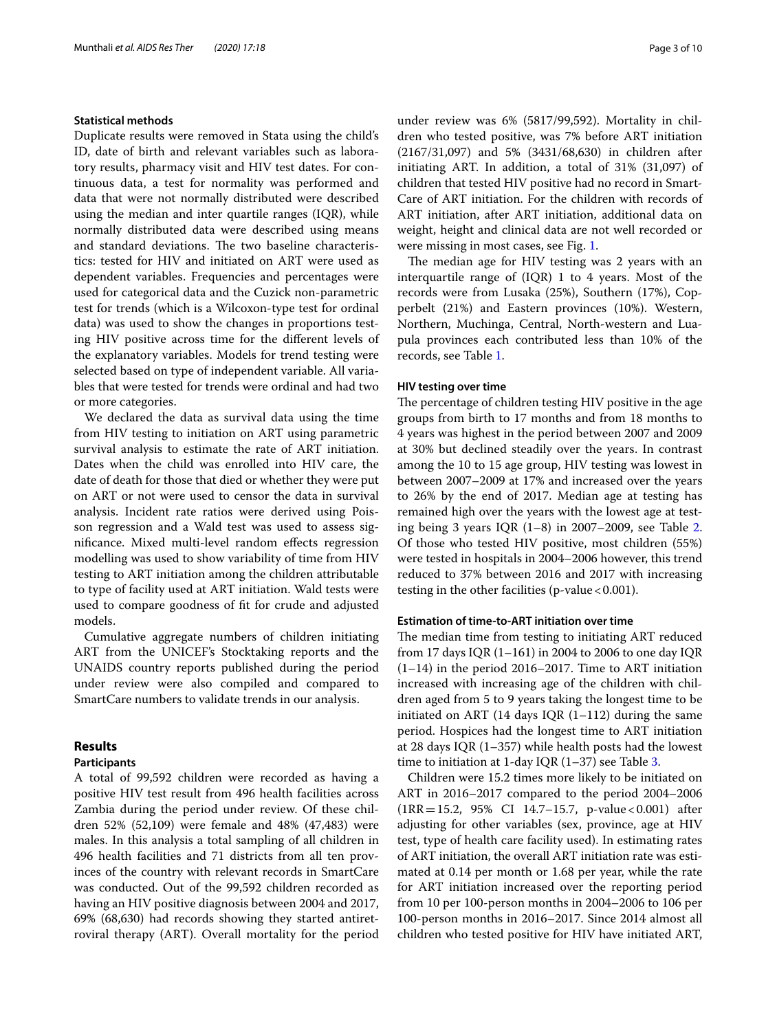### Statistical methods

Duplicate results were removed in Stata using the child's ID, date of birth and relevant variables such as laboratory results, pharmacy visit and HIV test dates. For continuous data, a test for normality was performed and data that were not normally distributed were described using the median and inter quartile ranges (IQR), while normally distributed data were described using means and standard deviations. The two baseline characteristics: tested for HIV and initiated on ART were used as dependent variables. Frequencies and percentages were used for categorical data and the Cuzick non-parametric test for trends (which is a Wilcoxon-type test for ordinal data) was used to show the changes in proportions testing HIV positive across time for the different levels of the explanatory variables. Models for trend testing were selected based on type of independent variable. All variables that were tested for trends were ordinal and had two or more categories.

We declared the data as survival data using the time from HIV testing to initiation on ART using parametric survival analysis to estimate the rate of ART initiation. Dates when the child was enrolled into HIV care, the date of death for those that died or whether they were put on ART or not were used to censor the data in survival analysis. Incident rate ratios were derived using Poisson regression and a Wald test was used to assess significance. Mixed multi-level random effects regression modelling was used to show variability of time from HIV testing to ART initiation among the children attributable to type of facility used at ART initiation. Wald tests were used to compare goodness of fit for crude and adjusted models.

Cumulative aggregate numbers of children initiating ART from the UNICEF's Stocktaking reports and the UNAIDS country reports published during the period under review were also compiled and compared to SmartCare numbers to validate trends in our analysis.

## Results

### Participants

A total of 99,592 children were recorded as having a positive HIV test result from 496 health facilities across Zambia during the period under review. Of these children 52% (52,109) were female and 48% (47,483) were males. In this analysis a total sampling of all children in 496 health facilities and 71 districts from all ten provinces of the country with relevant records in SmartCare was conducted. Out of the 99,592 children recorded as having an HIV positive diagnosis between 2004 and 2017, 69% (68,630) had records showing they started antiretroviral therapy (ART). Overall mortality for the period under review was 6% (5817/99,592). Mortality in children who tested positive, was 7% before ART initiation (2167/31,097) and 5% (3431/68,630) in children after initiating ART. In addition, a total of 31% (31,097) of children that tested HIV positive had no record in SmartCare of ART initiation. For the children with records of ART initiation, after ART initiation, additional data on weight, height and clinical data are not well recorded or were missing in most cases, see Fig. 1.

The median age for HIV testing was 2 years with an interquartile range of (IQR) 1 to 4 years. Most of the records were from Lusaka (25%), Southern (17%), Copperbelt (21%) and Eastern provinces (10%). Western, Northern, Muchinga, Central, North-western and Luapula provinces each contributed less than 10% of the records, see Table 1.

### HIV testing over time

The percentage of children testing HIV positive in the age groups from birth to 17 months and from 18 months to 4 years was highest in the period between 2007 and 2009 at 30% but declined steadily over the years. In contrast among the 10 to 15 age group, HIV testing was lowest in between 2007–2009 at 17% and increased over the years to 26% by the end of 2017. Median age at testing has remained high over the years with the lowest age at testing being 3 years IQR (1–8) in 2007–2009, see Table 2. Of those who tested HIV positive, most children (55%) were tested in hospitals in 2004–2006 however, this trend reduced to 37% between 2016 and 2017 with increasing testing in the other facilities (p-value < 0.001).

### Estimation of time-to-ART initiation over time

The median time from testing to initiating ART reduced from 17 days IQR (1–161) in 2004 to 2006 to one day IQR (1–14) in the period 2016–2017. Time to ART initiation increased with increasing age of the children with children aged from 5 to 9 years taking the longest time to be initiated on ART (14 days IQR (1–112) during the same period. Hospices had the longest time to ART initiation at 28 days IQR (1–357) while health posts had the lowest time to initiation at 1-day IQR (1–37) see Table 3.

Children were 15.2 times more likely to be initiated on ART in 2016–2017 compared to the period 2004–2006 (1RR = 15.2, 95% CI 14.7–15.7, p-value < 0.001) after adjusting for other variables (sex, province, age at HIV test, type of health care facility used). In estimating rates of ART initiation, the overall ART initiation rate was estimated at 0.14 per month or 1.68 per year, while the rate for ART initiation increased over the reporting period from 10 per 100-person months in 2004–2006 to 106 per 100-person months in 2016–2017. Since 2014 almost all children who tested positive for HIV have initiated ART,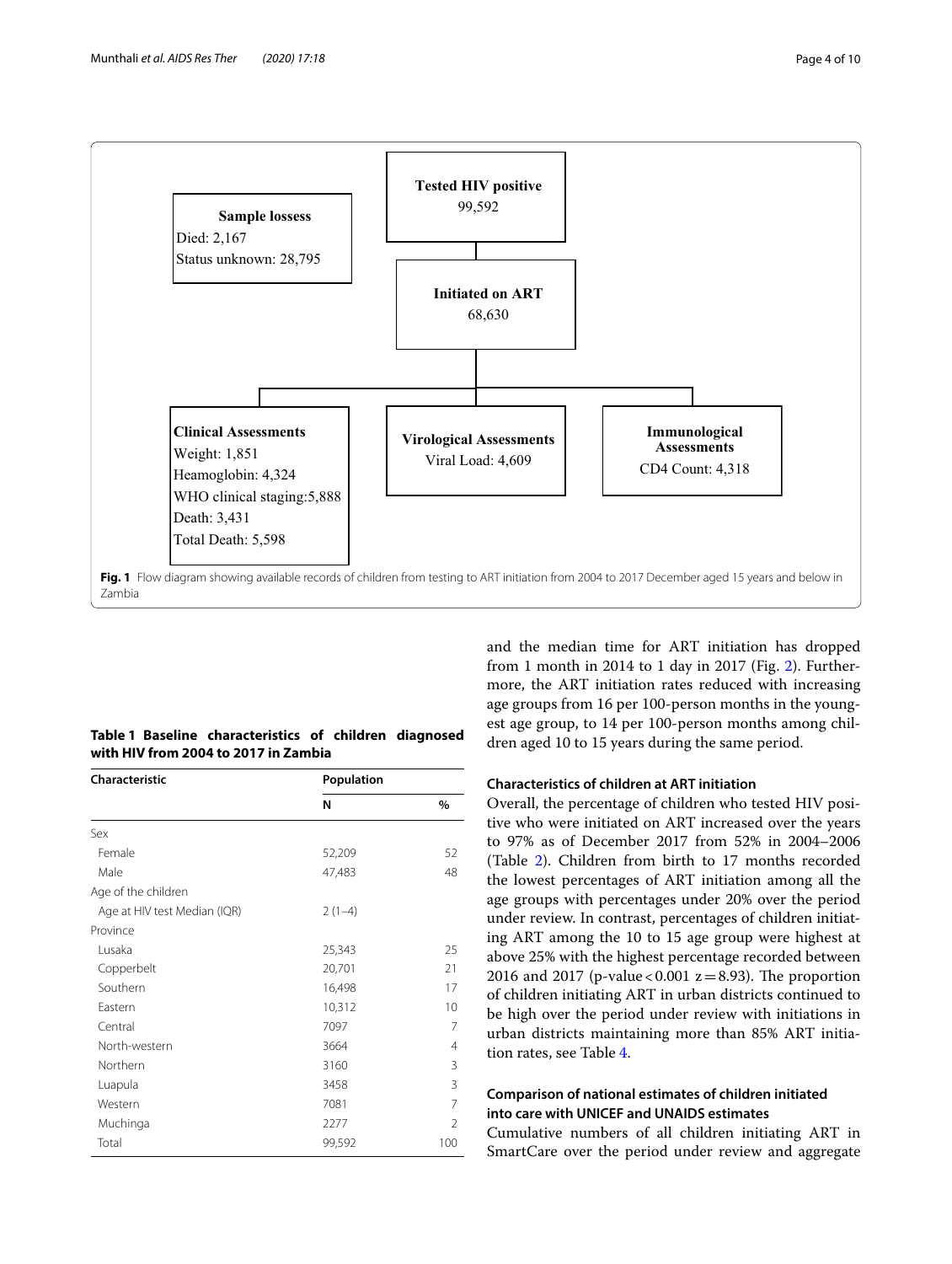**Tested HIV positive**
99,592

**Sample lossess**
Died: 2,167
Status unknown: 28,795

**Initiated on ART**
68,630

**Clinical Assessments**
Weight: 1,851
Heamoglobin: 4,324
WHO clinical staging:5,888
Death: 3,431
Total Death: 5,598

**Virological Assessments**
Viral Load: 4,609

**Immunological Assessments**
CD4 Count: 4,318

**Fig. 1** Flow diagram showing available records of children from testing to ART initiation from 2004 to 2017 December aged 15 years and below in Zambia

**Table 1 Baseline characteristics of children diagnosed with HIV from 2004 to 2017 in Zambia**

| Characteristic | Population | |
|---|---|---|
| | N | % |
| Sex | | |
| Female | 52,209 | 52 |
| Male | 47,483 | 48 |
| Age of the children | | |
| Age at HIV test Median (IQR) | 2 (1–4) | |
| Province | | |
| Lusaka | 25,343 | 25 |
| Copperbelt | 20,701 | 21 |
| Southern | 16,498 | 17 |
| Eastern | 10,312 | 10 |
| Central | 7097 | 7 |
| North-western | 3664 | 4 |
| Northern | 3160 | 3 |
| Luapula | 3458 | 3 |
| Western | 7081 | 7 |
| Muchinga | 2277 | 2 |
| Total | 99,592 | 100 |

and the median time for ART initiation has dropped from 1 month in 2014 to 1 day in 2017 (Fig. 2). Furthermore, the ART initiation rates reduced with increasing age groups from 16 per 100-person months in the youngest age group, to 14 per 100-person months among children aged 10 to 15 years during the same period.

### Characteristics of children at ART initiation

Overall, the percentage of children who tested HIV positive who were initiated on ART increased over the years to 97% as of December 2017 from 52% in 2004–2006 (Table 2). Children from birth to 17 months recorded the lowest percentages of ART initiation among all the age groups with percentages under 20% over the period under review. In contrast, percentages of children initiating ART among the 10 to 15 age group were highest at above 25% with the highest percentage recorded between 2016 and 2017 (p-value $< 0.001$ $z = 8.93$). The proportion of children initiating ART in urban districts continued to be high over the period under review with initiations in urban districts maintaining more than 85% ART initiation rates, see Table 4.

### Comparison of national estimates of children initiated into care with UNICEF and UNAIDS estimates

Cumulative numbers of all children initiating ART in SmartCare over the period under review and aggregate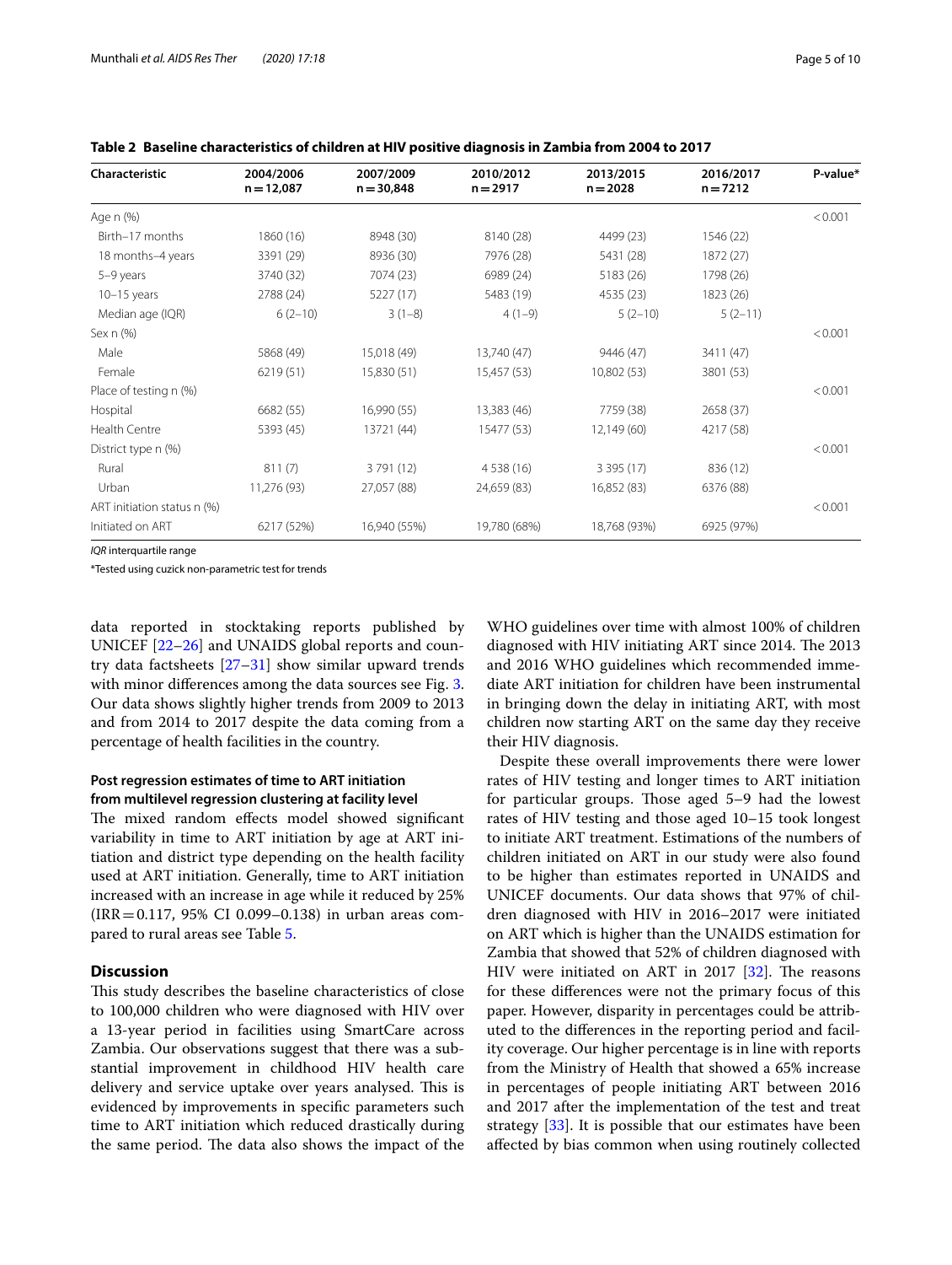**Table 2 Baseline characteristics of children at HIV positive diagnosis in Zambia from 2004 to 2017**

| Characteristic | 2004/2006 n = 12,087 | 2007/2009 n = 30,848 | 2010/2012 n = 2917 | 2013/2015 n = 2028 | 2016/2017 n = 7212 | P-value* |
|---|---|---|---|---|---|---|
| Age n (%) | | | | | | < 0.001 |
| Birth–17 months | 1860 (16) | 8948 (30) | 8140 (28) | 4499 (23) | 1546 (22) | |
| 18 months–4 years | 3391 (29) | 8936 (30) | 7976 (28) | 5431 (28) | 1872 (27) | |
| 5–9 years | 3740 (32) | 7074 (23) | 6989 (24) | 5183 (26) | 1798 (26) | |
| 10–15 years | 2788 (24) | 5227 (17) | 5483 (19) | 4535 (23) | 1823 (26) | |
| Median age (IQR) | 6 (2–10) | 3 (1–8) | 4 (1–9) | 5 (2–10) | 5 (2–11) | |
| Sex n (%) | | | | | | < 0.001 |
| Male | 5868 (49) | 15,018 (49) | 13,740 (47) | 9446 (47) | 3411 (47) | |
| Female | 6219 (51) | 15,830 (51) | 15,457 (53) | 10,802 (53) | 3801 (53) | |
| Place of testing n (%) | | | | | | < 0.001 |
| Hospital | 6682 (55) | 16,990 (55) | 13,383 (46) | 7759 (38) | 2658 (37) | |
| Health Centre | 5393 (45) | 13721 (44) | 15477 (53) | 12,149 (60) | 4217 (58) | |
| District type n (%) | | | | | | < 0.001 |
| Rural | 811 (7) | 3 791 (12) | 4 538 (16) | 3 395 (17) | 836 (12) | |
| Urban | 11,276 (93) | 27,057 (88) | 24,659 (83) | 16,852 (83) | 6376 (88) | |
| ART initiation status n (%) | | | | | | < 0.001 |
| Initiated on ART | 6217 (52%) | 16,940 (55%) | 19,780 (68%) | 18,768 (93%) | 6925 (97%) | |

*IQR* interquartile range

*Tested using cuzick non-parametric test for trends

data reported in stocktaking reports published by UNICEF [22–26] and UNAIDS global reports and country data factsheets [27–31] show similar upward trends with minor differences among the data sources see Fig. 3. Our data shows slightly higher trends from 2009 to 2013 and from 2014 to 2017 despite the data coming from a percentage of health facilities in the country.

### Post regression estimates of time to ART initiation from multilevel regression clustering at facility level

The mixed random effects model showed significant variability in time to ART initiation by age at ART initiation and district type depending on the health facility used at ART initiation. Generally, time to ART initiation increased with an increase in age while it reduced by 25% (IRR = 0.117, 95% CI 0.099–0.138) in urban areas compared to rural areas see Table 5.

## Discussion

This study describes the baseline characteristics of close to 100,000 children who were diagnosed with HIV over a 13-year period in facilities using SmartCare across Zambia. Our observations suggest that there was a substantial improvement in childhood HIV health care delivery and service uptake over years analysed. This is evidenced by improvements in specific parameters such time to ART initiation which reduced drastically during the same period. The data also shows the impact of the WHO guidelines over time with almost 100% of children diagnosed with HIV initiating ART since 2014. The 2013 and 2016 WHO guidelines which recommended immediate ART initiation for children have been instrumental in bringing down the delay in initiating ART, with most children now starting ART on the same day they receive their HIV diagnosis.

Despite these overall improvements there were lower rates of HIV testing and longer times to ART initiation for particular groups. Those aged 5–9 had the lowest rates of HIV testing and those aged 10–15 took longest to initiate ART treatment. Estimations of the numbers of children initiated on ART in our study were also found to be higher than estimates reported in UNAIDS and UNICEF documents. Our data shows that 97% of children diagnosed with HIV in 2016–2017 were initiated on ART which is higher than the UNAIDS estimation for Zambia that showed that 52% of children diagnosed with HIV were initiated on ART in 2017 [32]. The reasons for these differences were not the primary focus of this paper. However, disparity in percentages could be attributed to the differences in the reporting period and facility coverage. Our higher percentage is in line with reports from the Ministry of Health that showed a 65% increase in percentages of people initiating ART between 2016 and 2017 after the implementation of the test and treat strategy [33]. It is possible that our estimates have been affected by bias common when using routinely collected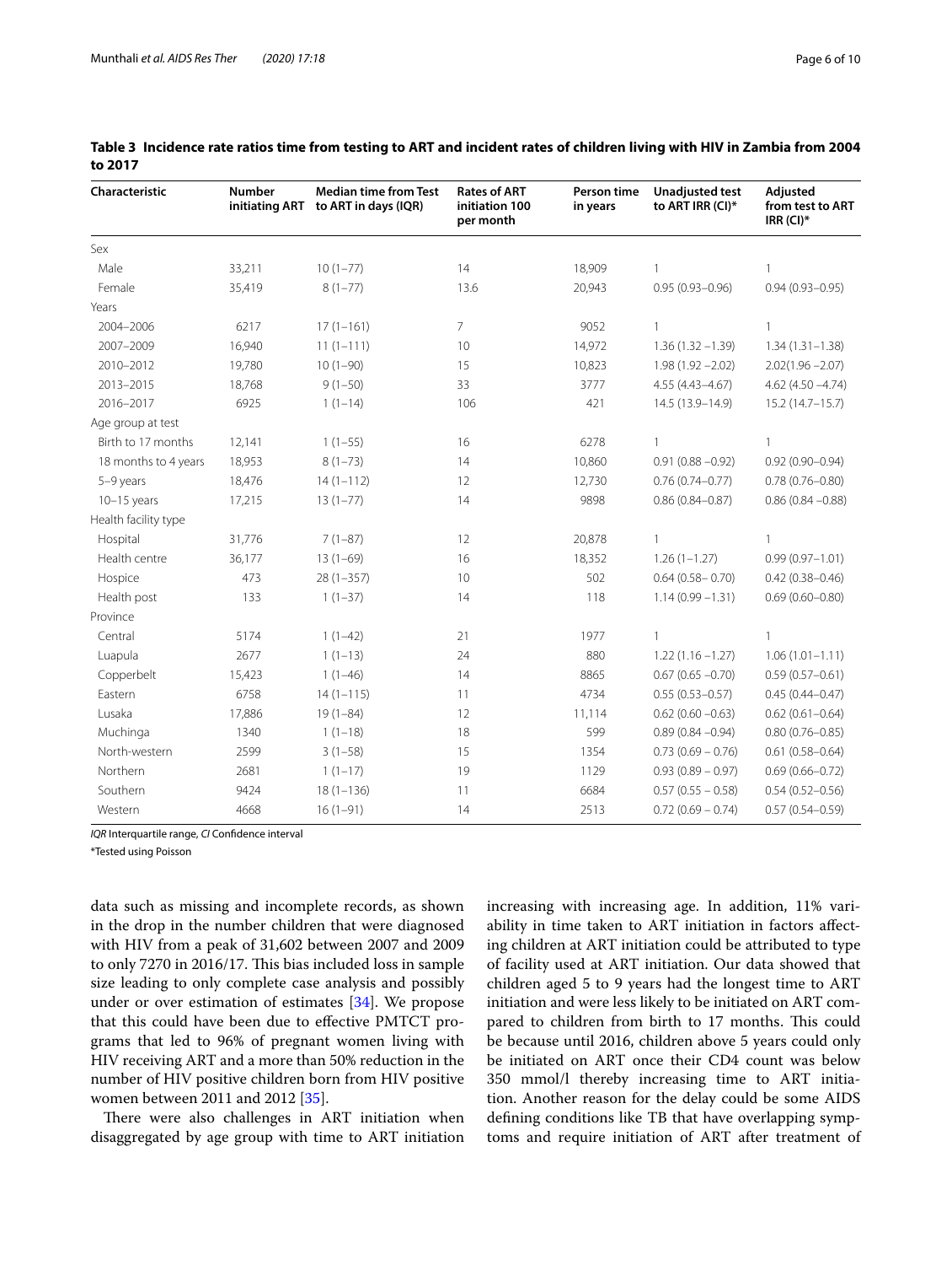**Table 3 Incidence rate ratios time from testing to ART and incident rates of children living with HIV in Zambia from 2004 to 2017**

| Characteristic | Number initiating ART | Median time from Test to ART in days (IQR) | Rates of ART initiation 100 per month | Person time in years | Unadjusted test to ART IRR (CI)* | Adjusted from test to ART IRR (CI)* |
|---|---|---|---|---|---|---|
| Sex | | | | | | |
| Male | 33,211 | 10 (1–77) | 14 | 18,909 | 1 | 1 |
| Female | 35,419 | 8 (1–77) | 13.6 | 20,943 | 0.95 (0.93–0.96) | 0.94 (0.93–0.95) |
| Years | | | | | | |
| 2004–2006 | 6217 | 17 (1–161) | 7 | 9052 | 1 | 1 |
| 2007–2009 | 16,940 | 11 (1–111) | 10 | 14,972 | 1.36 (1.32 –1.39) | 1.34 (1.31–1.38) |
| 2010–2012 | 19,780 | 10 (1–90) | 15 | 10,823 | 1.98 (1.92 –2.02) | 2.02(1.96 –2.07) |
| 2013–2015 | 18,768 | 9 (1–50) | 33 | 3777 | 4.55 (4.43–4.67) | 4.62 (4.50 –4.74) |
| 2016–2017 | 6925 | 1 (1–14) | 106 | 421 | 14.5 (13.9–14.9) | 15.2 (14.7–15.7) |
| Age group at test | | | | | | |
| Birth to 17 months | 12,141 | 1 (1–55) | 16 | 6278 | 1 | 1 |
| 18 months to 4 years | 18,953 | 8 (1–73) | 14 | 10,860 | 0.91 (0.88 –0.92) | 0.92 (0.90–0.94) |
| 5–9 years | 18,476 | 14 (1–112) | 12 | 12,730 | 0.76 (0.74–0.77) | 0.78 (0.76–0.80) |
| 10–15 years | 17,215 | 13 (1–77) | 14 | 9898 | 0.86 (0.84–0.87) | 0.86 (0.84 –0.88) |
| Health facility type | | | | | | |
| Hospital | 31,776 | 7 (1–87) | 12 | 20,878 | 1 | 1 |
| Health centre | 36,177 | 13 (1–69) | 16 | 18,352 | 1.26 (1–1.27) | 0.99 (0.97–1.01) |
| Hospice | 473 | 28 (1–357) | 10 | 502 | 0.64 (0.58– 0.70) | 0.42 (0.38–0.46) |
| Health post | 133 | 1 (1–37) | 14 | 118 | 1.14 (0.99 –1.31) | 0.69 (0.60–0.80) |
| Province | | | | | | |
| Central | 5174 | 1 (1–42) | 21 | 1977 | 1 | 1 |
| Luapula | 2677 | 1 (1–13) | 24 | 880 | 1.22 (1.16 –1.27) | 1.06 (1.01–1.11) |
| Copperbelt | 15,423 | 1 (1–46) | 14 | 8865 | 0.67 (0.65 –0.70) | 0.59 (0.57–0.61) |
| Eastern | 6758 | 14 (1–115) | 11 | 4734 | 0.55 (0.53–0.57) | 0.45 (0.44–0.47) |
| Lusaka | 17,886 | 19 (1–84) | 12 | 11,114 | 0.62 (0.60 –0.63) | 0.62 (0.61–0.64) |
| Muchinga | 1340 | 1 (1–18) | 18 | 599 | 0.89 (0.84 –0.94) | 0.80 (0.76–0.85) |
| North-western | 2599 | 3 (1–58) | 15 | 1354 | 0.73 (0.69 – 0.76) | 0.61 (0.58–0.64) |
| Northern | 2681 | 1 (1–17) | 19 | 1129 | 0.93 (0.89 – 0.97) | 0.69 (0.66–0.72) |
| Southern | 9424 | 18 (1–136) | 11 | 6684 | 0.57 (0.55 – 0.58) | 0.54 (0.52–0.56) |
| Western | 4668 | 16 (1–91) | 14 | 2513 | 0.72 (0.69 – 0.74) | 0.57 (0.54–0.59) |

*IQR* Interquartile range, *CI* Confidence interval

*Tested using Poisson

data such as missing and incomplete records, as shown in the drop in the number children that were diagnosed with HIV from a peak of 31,602 between 2007 and 2009 to only 7270 in 2016/17. This bias included loss in sample size leading to only complete case analysis and possibly under or over estimation of estimates [34]. We propose that this could have been due to effective PMTCT programs that led to 96% of pregnant women living with HIV receiving ART and a more than 50% reduction in the number of HIV positive children born from HIV positive women between 2011 and 2012 [35].

There were also challenges in ART initiation when disaggregated by age group with time to ART initiation increasing with increasing age. In addition, 11% variability in time taken to ART initiation in factors affecting children at ART initiation could be attributed to type of facility used at ART initiation. Our data showed that children aged 5 to 9 years had the longest time to ART initiation and were less likely to be initiated on ART compared to children from birth to 17 months. This could be because until 2016, children above 5 years could only be initiated on ART once their CD4 count was below 350 mmol/l thereby increasing time to ART initiation. Another reason for the delay could be some AIDS defining conditions like TB that have overlapping symptoms and require initiation of ART after treatment of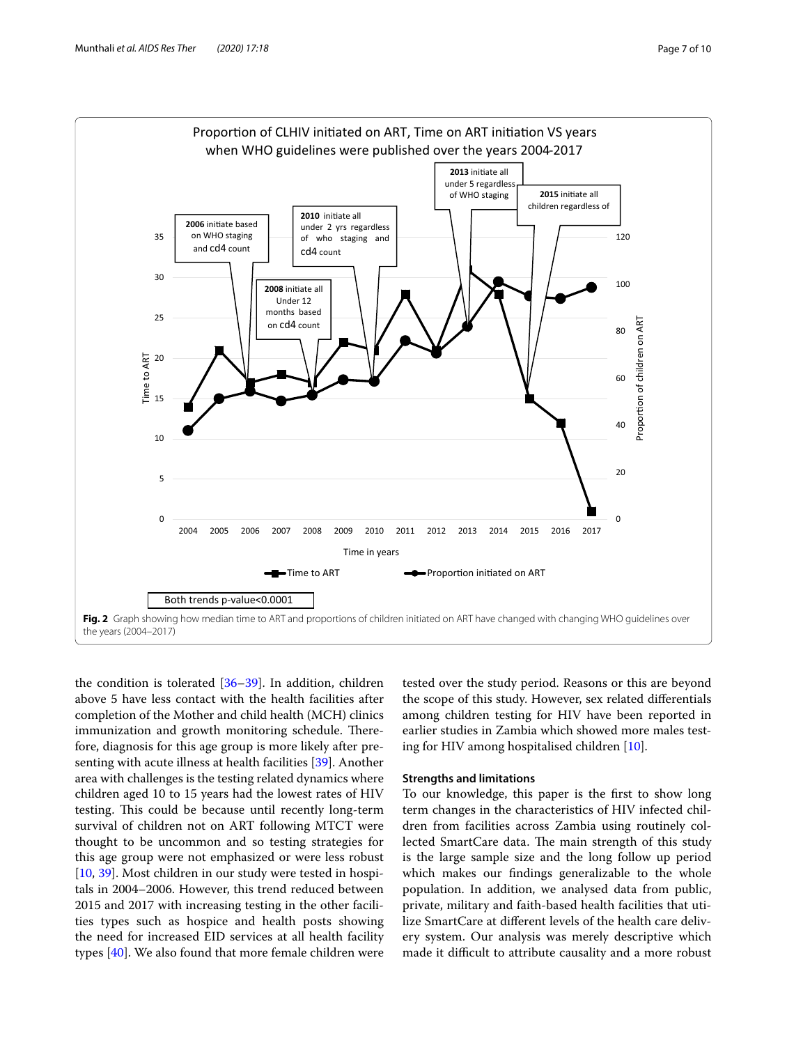Fig. 2 Graph showing how median time to ART and proportions of children initiated on ART have changed with changing WHO guidelines over the years (2004–2017)

the condition is tolerated [36–39]. In addition, children above 5 have less contact with the health facilities after completion of the Mother and child health (MCH) clinics immunization and growth monitoring schedule. Therefore, diagnosis for this age group is more likely after presenting with acute illness at health facilities [39]. Another area with challenges is the testing related dynamics where children aged 10 to 15 years had the lowest rates of HIV testing. This could be because until recently long-term survival of children not on ART following MTCT were thought to be uncommon and so testing strategies for this age group were not emphasized or were less robust [10, 39]. Most children in our study were tested in hospitals in 2004–2006. However, this trend reduced between 2015 and 2017 with increasing testing in the other facilities types such as hospice and health posts showing the need for increased EID services at all health facility types [40]. We also found that more female children were tested over the study period. Reasons or this are beyond the scope of this study. However, sex related differentials among children testing for HIV have been reported in earlier studies in Zambia which showed more males testing for HIV among hospitalised children [10].

## Strengths and limitations

To our knowledge, this paper is the first to show long term changes in the characteristics of HIV infected children from facilities across Zambia using routinely collected SmartCare data. The main strength of this study is the large sample size and the long follow up period which makes our findings generalizable to the whole population. In addition, we analysed data from public, private, military and faith-based health facilities that utilize SmartCare at different levels of the health care delivery system. Our analysis was merely descriptive which made it difficult to attribute causality and a more robust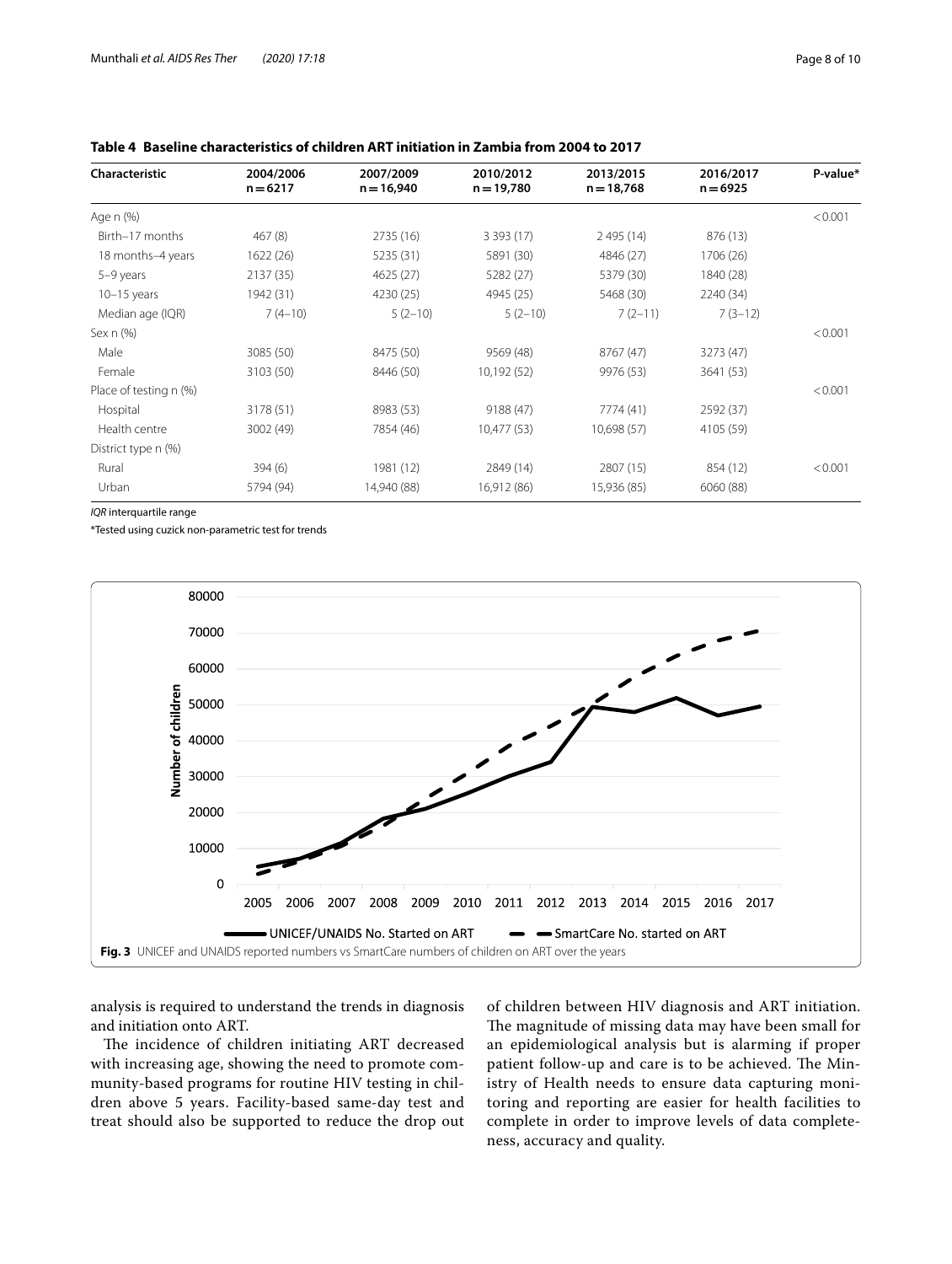**Table 4 Baseline characteristics of children ART initiation in Zambia from 2004 to 2017**

| Characteristic | 2004/2006 n = 6217 | 2007/2009 n = 16,940 | 2010/2012 n = 19,780 | 2013/2015 n = 18,768 | 2016/2017 n = 6925 | P-value* |
|---|---|---|---|---|---|---|
| Age n (%) | | | | | | < 0.001 |
| Birth–17 months | 467 (8) | 2735 (16) | 3 393 (17) | 2 495 (14) | 876 (13) | |
| 18 months–4 years | 1622 (26) | 5235 (31) | 5891 (30) | 4846 (27) | 1706 (26) | |
| 5–9 years | 2137 (35) | 4625 (27) | 5282 (27) | 5379 (30) | 1840 (28) | |
| 10–15 years | 1942 (31) | 4230 (25) | 4945 (25) | 5468 (30) | 2240 (34) | |
| Median age (IQR) | 7 (4–10) | 5 (2–10) | 5 (2–10) | 7 (2–11) | 7 (3–12) | |
| Sex n (%) | | | | | | < 0.001 |
| Male | 3085 (50) | 8475 (50) | 9569 (48) | 8767 (47) | 3273 (47) | |
| Female | 3103 (50) | 8446 (50) | 10,192 (52) | 9976 (53) | 3641 (53) | |
| Place of testing n (%) | | | | | | < 0.001 |
| Hospital | 3178 (51) | 8983 (53) | 9188 (47) | 7774 (41) | 2592 (37) | |
| Health centre | 3002 (49) | 7854 (46) | 10,477 (53) | 10,698 (57) | 4105 (59) | |
| District type n (%) | | | | | | |
| Rural | 394 (6) | 1981 (12) | 2849 (14) | 2807 (15) | 854 (12) | < 0.001 |
| Urban | 5794 (94) | 14,940 (88) | 16,912 (86) | 15,936 (85) | 6060 (88) | |

*IQR* interquartile range

*Tested using cuzick non-parametric test for trends

**Fig. 3** UNICEF and UNAIDS reported numbers vs SmartCare numbers of children on ART over the years

analysis is required to understand the trends in diagnosis and initiation onto ART.

The incidence of children initiating ART decreased with increasing age, showing the need to promote community-based programs for routine HIV testing in children above 5 years. Facility-based same-day test and treat should also be supported to reduce the drop out of children between HIV diagnosis and ART initiation. The magnitude of missing data may have been small for an epidemiological analysis but is alarming if proper patient follow-up and care is to be achieved. The Ministry of Health needs to ensure data capturing monitoring and reporting are easier for health facilities to complete in order to improve levels of data completeness, accuracy and quality.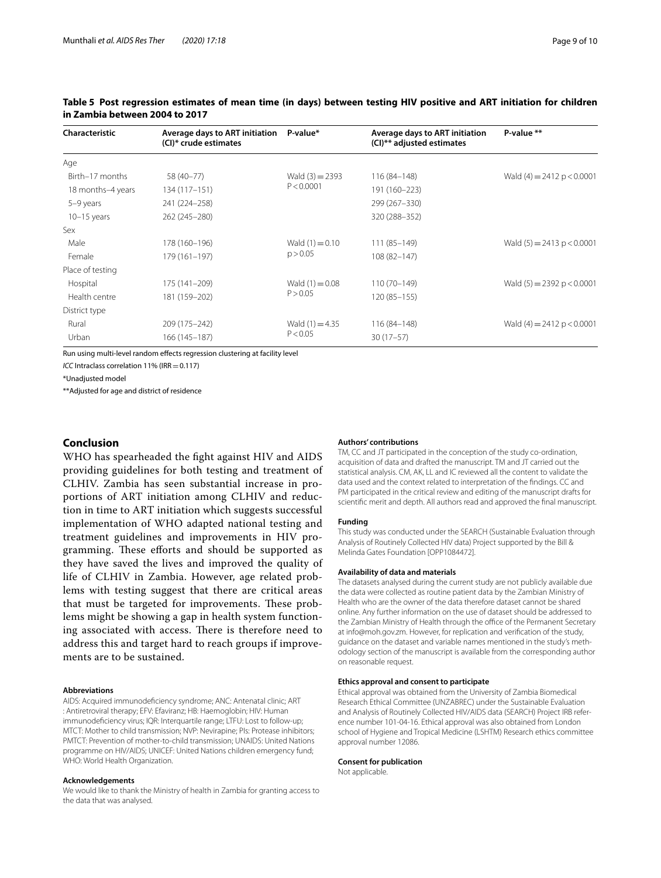**Table 5 Post regression estimates of mean time (in days) between testing HIV positive and ART initiation for children in Zambia between 2004 to 2017**

| Characteristic | Average days to ART initiation (CI)* crude estimates | P-value* | Average days to ART initiation (CI)** adjusted estimates | P-value ** |
|---|---|---|---|---|
| Age | | | | |
| Birth–17 months | 58 (40–77) | Wald (3) = 2393 P < 0.0001 | 116 (84–148) | Wald (4) = 2412 p < 0.0001 |
| 18 months–4 years | 134 (117–151) | | 191 (160–223) | |
| 5–9 years | 241 (224–258) | | 299 (267–330) | |
| 10–15 years | 262 (245–280) | | 320 (288–352) | |
| Sex | | | | |
| Male | 178 (160–196) | Wald (1) = 0.10 p > 0.05 | 111 (85–149) | Wald (5) = 2413 p < 0.0001 |
| Female | 179 (161–197) | | 108 (82–147) | |
| Place of testing | | | | |
| Hospital | 175 (141–209) | Wald (1) = 0.08 P > 0.05 | 110 (70–149) | Wald (5) = 2392 p < 0.0001 |
| Health centre | 181 (159–202) | | 120 (85–155) | |
| District type | | | | |
| Rural | 209 (175–242) | Wald (1) = 4.35 P < 0.05 | 116 (84–148) | Wald (4) = 2412 p < 0.0001 |
| Urban | 166 (145–187) | | 30 (17–57) | |

Run using multi-level random effects regression clustering at facility level

*ICC* Intraclass correlation 11% (IRR = 0.117)

*Unadjusted model

**Adjusted for age and district of residence

## Conclusion

WHO has spearheaded the fight against HIV and AIDS providing guidelines for both testing and treatment of CLHIV. Zambia has seen substantial increase in proportions of ART initiation among CLHIV and reduction in time to ART initiation which suggests successful implementation of WHO adapted national testing and treatment guidelines and improvements in HIV programming. These efforts and should be supported as they have saved the lives and improved the quality of life of CLHIV in Zambia. However, age related problems with testing suggest that there are critical areas that must be targeted for improvements. These problems might be showing a gap in health system functioning associated with access. There is therefore need to address this and target hard to reach groups if improvements are to be sustained.

#### Abbreviations

AIDS: Acquired immunodeficiency syndrome; ANC: Antenatal clinic; ART : Antiretroviral therapy; EFV: Efaviranz; HB: Haemoglobin; HIV: Human immunodeficiency virus; IQR: Interquartile range; LTFU: Lost to follow-up; MTCT: Mother to child transmission; NVP: Nevirapine; PIs: Protease inhibitors; PMTCT: Prevention of mother-to-child transmission; UNAIDS: United Nations programme on HIV/AIDS; UNICEF: United Nations children emergency fund; WHO: World Health Organization.

#### Acknowledgements

We would like to thank the Ministry of health in Zambia for granting access to the data that was analysed.

#### Authors' contributions

TM, CC and JT participated in the conception of the study co-ordination, acquisition of data and drafted the manuscript. TM and JT carried out the statistical analysis. CM, AK, LL and IC reviewed all the content to validate the data used and the context related to interpretation of the findings. CC and PM participated in the critical review and editing of the manuscript drafts for scientific merit and depth. All authors read and approved the final manuscript.

#### Funding

This study was conducted under the SEARCH (Sustainable Evaluation through Analysis of Routinely Collected HIV data) Project supported by the Bill & Melinda Gates Foundation [OPP1084472].

#### Availability of data and materials

The datasets analysed during the current study are not publicly available due the data were collected as routine patient data by the Zambian Ministry of Health who are the owner of the data therefore dataset cannot be shared online. Any further information on the use of dataset should be addressed to the Zambian Ministry of Health through the office of the Permanent Secretary at info@moh.gov.zm. However, for replication and verification of the study, guidance on the dataset and variable names mentioned in the study's methodology section of the manuscript is available from the corresponding author on reasonable request.

#### Ethics approval and consent to participate

Ethical approval was obtained from the University of Zambia Biomedical Research Ethical Committee (UNZABREC) under the Sustainable Evaluation and Analysis of Routinely Collected HIV/AIDS data (SEARCH) Project IRB reference number 101-04-16. Ethical approval was also obtained from London school of Hygiene and Tropical Medicine (LSHTM) Research ethics committee approval number 12086.

#### Consent for publication

Not applicable.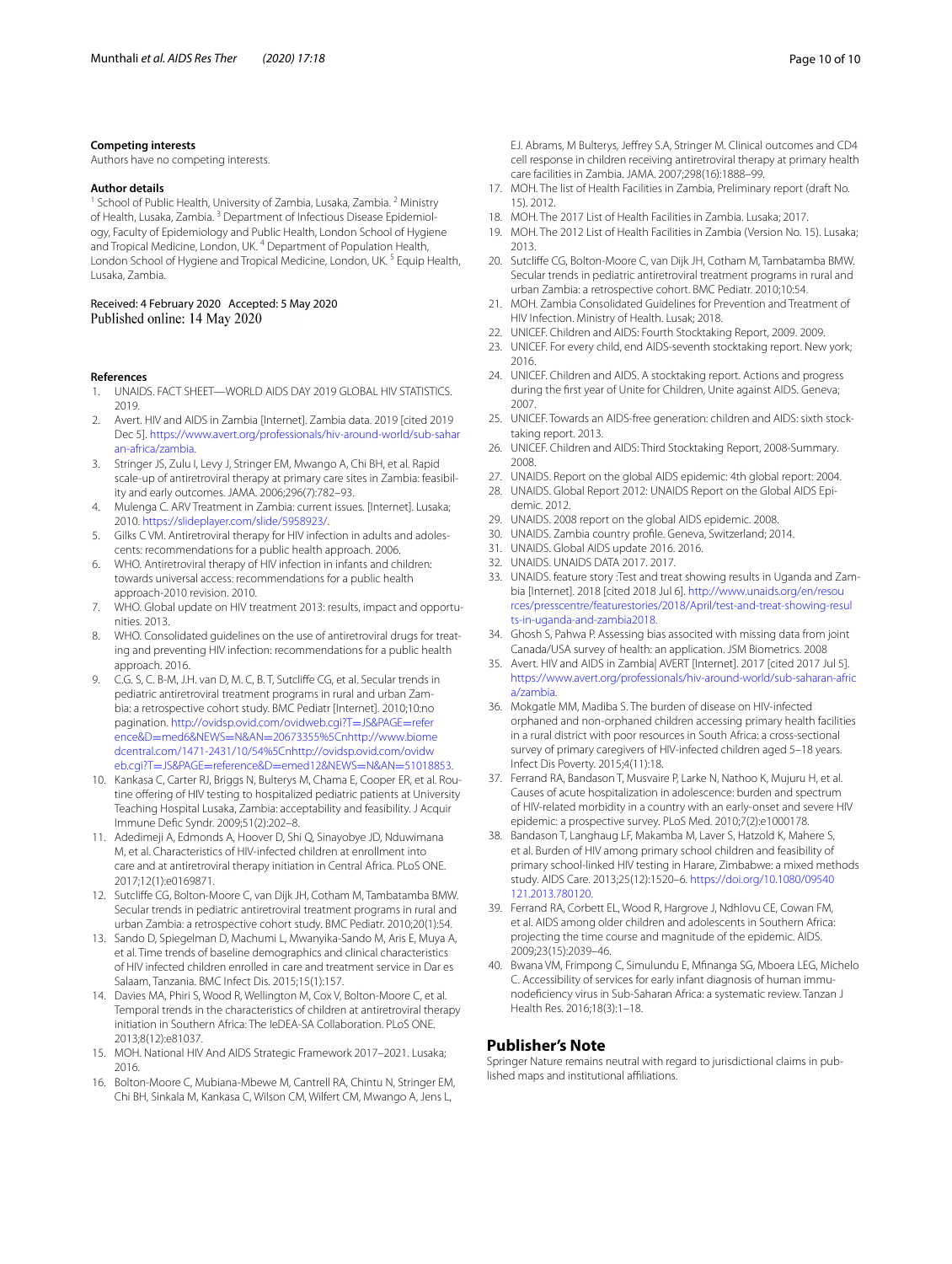**Competing interests**

Authors have no competing interests.

**Author details**

[1] School of Public Health, University of Zambia, Lusaka, Zambia. [2] Ministry of Health, Lusaka, Zambia. [3] Department of Infectious Disease Epidemiology, Faculty of Epidemiology and Public Health, London School of Hygiene and Tropical Medicine, London, UK. [4] Department of Population Health, London School of Hygiene and Tropical Medicine, London, UK. [5] Equip Health, Lusaka, Zambia.

Received: 4 February 2020 Accepted: 5 May 2020
Published online: 14 May 2020

**References**

1. UNAIDS. FACT SHEET—WORLD AIDS DAY 2019 GLOBAL HIV STATISTICS. 2019.
2. Avert. HIV and AIDS in Zambia [Internet]. Zambia data. 2019 [cited 2019 Dec 5]. https://www.avert.org/professionals/hiv-around-world/sub-saharan-africa/zambia.
3. Stringer JS, Zulu I, Levy J, Stringer EM, Mwango A, Chi BH, et al. Rapid scale-up of antiretroviral therapy at primary care sites in Zambia: feasibility and early outcomes. JAMA. 2006;296(7):782–93.
4. Mulenga C. ARV Treatment in Zambia: current issues. [Internet]. Lusaka; 2010. https://slideplayer.com/slide/5958923/.
5. Gilks C VM. Antiretroviral therapy for HIV infection in adults and adolescents: recommendations for a public health approach. 2006.
6. WHO. Antiretroviral therapy of HIV infection in infants and children: towards universal access: recommendations for a public health approach-2010 revision. 2010.
7. WHO. Global update on HIV treatment 2013: results, impact and opportunities. 2013.
8. WHO. Consolidated guidelines on the use of antiretroviral drugs for treating and preventing HIV infection: recommendations for a public health approach. 2016.
9. C.G. S, C. B-M, J.H. van D, M. C, B. T, Sutcliffe CG, et al. Secular trends in pediatric antiretroviral treatment programs in rural and urban Zambia: a retrospective cohort study. BMC Pediatr [Internet]. 2010;10:no pagination. http://ovidsp.ovid.com/ovidweb.cgi?T=JS&PAGE=reference&D=med6&NEWS=N&AN=20673355%5Cnhttp://www.biomedcentral.com/1471-2431/10/54%5Cnhttp://ovidsp.ovid.com/ovidweb.cgi?T=JS&PAGE=reference&D=emed12&NEWS=N&AN=51018853.
10. Kankasa C, Carter RJ, Briggs N, Bulterys M, Chama E, Cooper ER, et al. Routine offering of HIV testing to hospitalized pediatric patients at University Teaching Hospital Lusaka, Zambia: acceptability and feasibility. J Acquir Immune Defic Syndr. 2009;51(2):202–8.
11. Adedimeji A, Edmonds A, Hoover D, Shi Q, Sinayobye JD, Nduwimana M, et al. Characteristics of HIV-infected children at enrollment into care and at antiretroviral therapy initiation in Central Africa. PLoS ONE. 2017;12(1):e0169871.
12. Sutcliffe CG, Bolton-Moore C, van Dijk JH, Cotham M, Tambatamba BMW. Secular trends in pediatric antiretroviral treatment programs in rural and urban Zambia: a retrospective cohort study. BMC Pediatr. 2010;20(1):54.
13. Sando D, Spiegelman D, Machumi L, Mwanyika-Sando M, Aris E, Muya A, et al. Time trends of baseline demographics and clinical characteristics of HIV infected children enrolled in care and treatment service in Dar es Salaam, Tanzania. BMC Infect Dis. 2015;15(1):157.
14. Davies MA, Phiri S, Wood R, Wellington M, Cox V, Bolton-Moore C, et al. Temporal trends in the characteristics of children at antiretroviral therapy initiation in Southern Africa: The IeDEA-SA Collaboration. PLoS ONE. 2013;8(12):e81037.
15. MOH. National HIV And AIDS Strategic Framework 2017–2021. Lusaka; 2016.
16. Bolton-Moore C, Mubiana-Mbewe M, Cantrell RA, Chintu N, Stringer EM, Chi BH, Sinkala M, Kankasa C, Wilson CM, Wilfert CM, Mwango A, Jens L, E.J. Abrams, M Bulterys, Jeffrey S.A, Stringer M. Clinical outcomes and CD4 cell response in children receiving antiretroviral therapy at primary health care facilities in Zambia. JAMA. 2007;298(16):1888–99.
17. MOH. The list of Health Facilities in Zambia, Preliminary report (draft No. 15). 2012.
18. MOH. The 2017 List of Health Facilities in Zambia. Lusaka; 2017.
19. MOH. The 2012 List of Health Facilities in Zambia (Version No. 15). Lusaka; 2013.
20. Sutcliffe CG, Bolton-Moore C, van Dijk JH, Cotham M, Tambatamba BMW. Secular trends in pediatric antiretroviral treatment programs in rural and urban Zambia: a retrospective cohort. BMC Pediatr. 2010;10:54.
21. MOH. Zambia Consolidated Guidelines for Prevention and Treatment of HIV Infection. Ministry of Health. Lusak; 2018.
22. UNICEF. Children and AIDS: Fourth Stocktaking Report, 2009. 2009.
23. UNICEF. For every child, end AIDS-seventh stocktaking report. New york; 2016.
24. UNICEF. Children and AIDS. A stocktaking report. Actions and progress during the first year of Unite for Children, Unite against AIDS. Geneva; 2007.
25. UNICEF. Towards an AIDS-free generation: children and AIDS: sixth stocktaking report. 2013.
26. UNICEF. Children and AIDS: Third Stocktaking Report, 2008-Summary. 2008.
27. UNAIDS. Report on the global AIDS epidemic: 4th global report: 2004.
28. UNAIDS. Global Report 2012: UNAIDS Report on the Global AIDS Epidemic. 2012.
29. UNAIDS. 2008 report on the global AIDS epidemic. 2008.
30. UNAIDS. Zambia country profile. Geneva, Switzerland; 2014.
31. UNAIDS. Global AIDS update 2016. 2016.
32. UNAIDS. UNAIDS DATA 2017. 2017.
33. UNAIDS. feature story :Test and treat showing results in Uganda and Zambia [Internet]. 2018 [cited 2018 Jul 6]. http://www.unaids.org/en/resources/presscentre/featurestories/2018/April/test-and-treat-showing-results-in-uganda-and-zambia2018.
34. Ghosh S, Pahwa P. Assessing bias associted with missing data from joint Canada/USA survey of health: an application. JSM Biometrics. 2008
35. Avert. HIV and AIDS in Zambia| AVERT [Internet]. 2017 [cited 2017 Jul 5]. https://www.avert.org/professionals/hiv-around-world/sub-saharan-africa/zambia.
36. Mokgatle MM, Madiba S. The burden of disease on HIV-infected orphaned and non-orphaned children accessing primary health facilities in a rural district with poor resources in South Africa: a cross-sectional survey of primary caregivers of HIV-infected children aged 5–18 years. Infect Dis Poverty. 2015;4(11):18.
37. Ferrand RA, Bandason T, Musvaire P, Larke N, Nathoo K, Mujuru H, et al. Causes of acute hospitalization in adolescence: burden and spectrum of HIV-related morbidity in a country with an early-onset and severe HIV epidemic: a prospective survey. PLoS Med. 2010;7(2):e1000178.
38. Bandason T, Langhaug LF, Makamba M, Laver S, Hatzold K, Mahere S, et al. Burden of HIV among primary school children and feasibility of primary school-linked HIV testing in Harare, Zimbabwe: a mixed methods study. AIDS Care. 2013;25(12):1520–6. https://doi.org/10.1080/09540121.2013.780120.
39. Ferrand RA, Corbett EL, Wood R, Hargrove J, Ndhlovu CE, Cowan FM, et al. AIDS among older children and adolescents in Southern Africa: projecting the time course and magnitude of the epidemic. AIDS. 2009;23(15):2039–46.
40. Bwana VM, Frimpong C, Simulundu E, Mfinanga SG, Mboera LEG, Michelo C. Accessibility of services for early infant diagnosis of human immunodeficiency virus in Sub-Saharan Africa: a systematic review. Tanzan J Health Res. 2016;18(3):1–18.

## Publisher's Note

Springer Nature remains neutral with regard to jurisdictional claims in published maps and institutional affiliations.